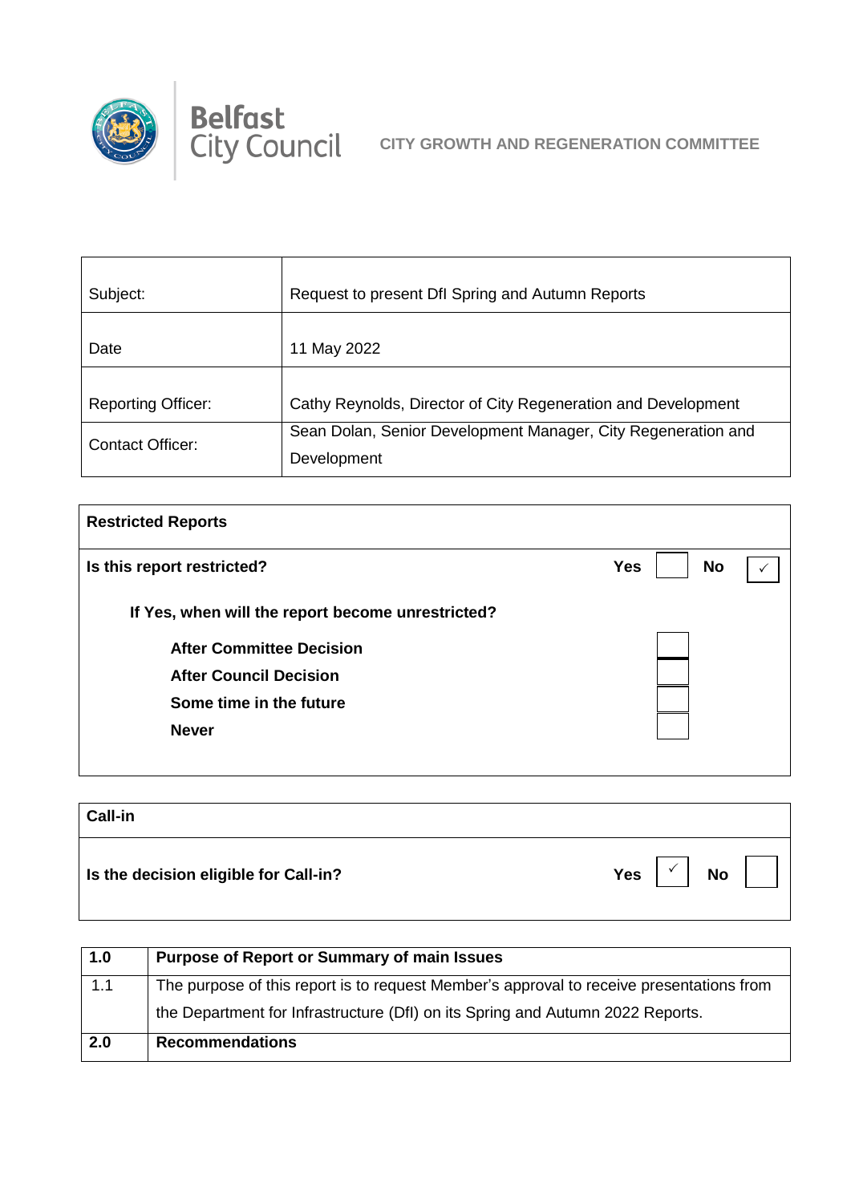Belfast City Council

**CITY GROWTH AND REGENERATION COMMITTEE**

| | |
|---|---|
| Subject: | Request to present DfI Spring and Autumn Reports |
| Date | 11 May 2022 |
| Reporting Officer: | Cathy Reynolds, Director of City Regeneration and Development |
| Contact Officer: | Sean Dolan, Senior Development Manager, City Regeneration and Development |

| **Restricted Reports** | | | | |
|---|---|---|---|---|
| **Is this report restricted?** | **Yes** | | **No** | ✓ |
| **If Yes, when will the report become unrestricted?** | | | | |
| **After Committee Decision** | | | | |
| **After Council Decision** | | | | |
| **Some time in the future** | | | | |
| **Never** | | | | |

| **Call-in** | | | | |
|---|---|---|---|---|
| **Is the decision eligible for Call-in?** | **Yes** | ✓ | **No** | |

| **1.0** | **Purpose of Report or Summary of main Issues** |
|---|---|
| 1.1 | The purpose of this report is to request Member's approval to receive presentations from the Department for Infrastructure (DfI) on its Spring and Autumn 2022 Reports. |
| **2.0** | **Recommendations** |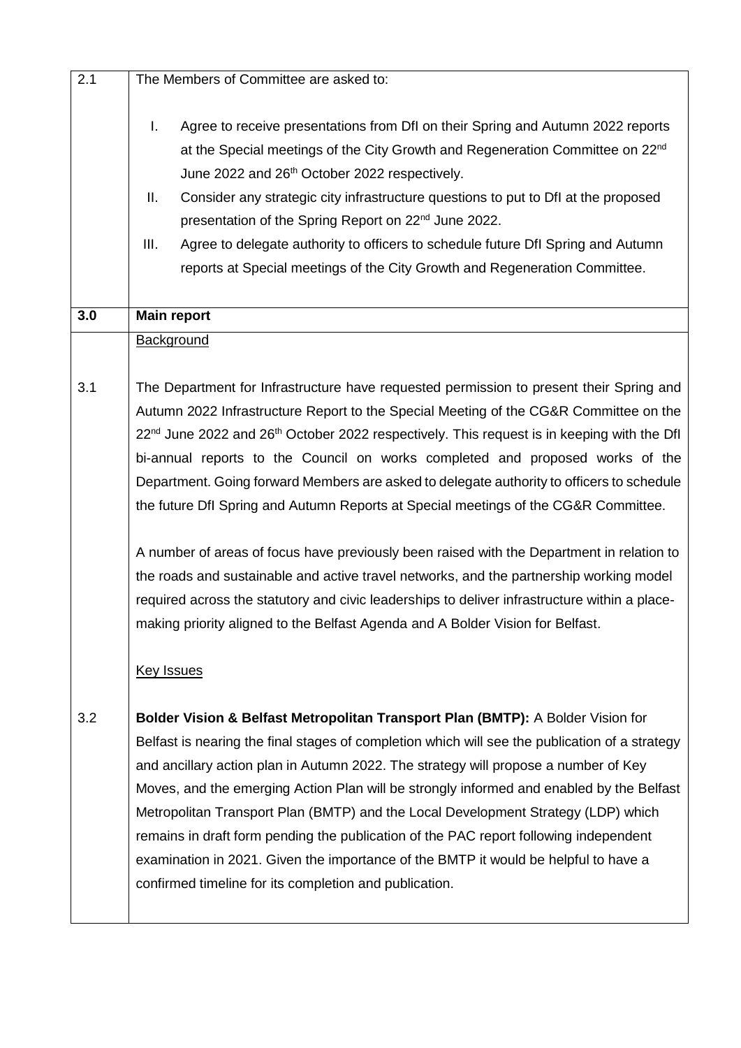2.1 The Members of Committee are asked to:

I. Agree to receive presentations from DfI on their Spring and Autumn 2022 reports at the Special meetings of the City Growth and Regeneration Committee on 22nd June 2022 and 26th October 2022 respectively.

II. Consider any strategic city infrastructure questions to put to DfI at the proposed presentation of the Spring Report on 22nd June 2022.

III. Agree to delegate authority to officers to schedule future DfI Spring and Autumn reports at Special meetings of the City Growth and Regeneration Committee.

## 3.0 Main report

Background

3.1 The Department for Infrastructure have requested permission to present their Spring and Autumn 2022 Infrastructure Report to the Special Meeting of the CG&R Committee on the 22nd June 2022 and 26th October 2022 respectively. This request is in keeping with the DfI bi-annual reports to the Council on works completed and proposed works of the Department. Going forward Members are asked to delegate authority to officers to schedule the future DfI Spring and Autumn Reports at Special meetings of the CG&R Committee.

A number of areas of focus have previously been raised with the Department in relation to the roads and sustainable and active travel networks, and the partnership working model required across the statutory and civic leaderships to deliver infrastructure within a place-making priority aligned to the Belfast Agenda and A Bolder Vision for Belfast.

Key Issues

3.2 **Bolder Vision & Belfast Metropolitan Transport Plan (BMTP):** A Bolder Vision for Belfast is nearing the final stages of completion which will see the publication of a strategy and ancillary action plan in Autumn 2022. The strategy will propose a number of Key Moves, and the emerging Action Plan will be strongly informed and enabled by the Belfast Metropolitan Transport Plan (BMTP) and the Local Development Strategy (LDP) which remains in draft form pending the publication of the PAC report following independent examination in 2021. Given the importance of the BMTP it would be helpful to have a confirmed timeline for its completion and publication.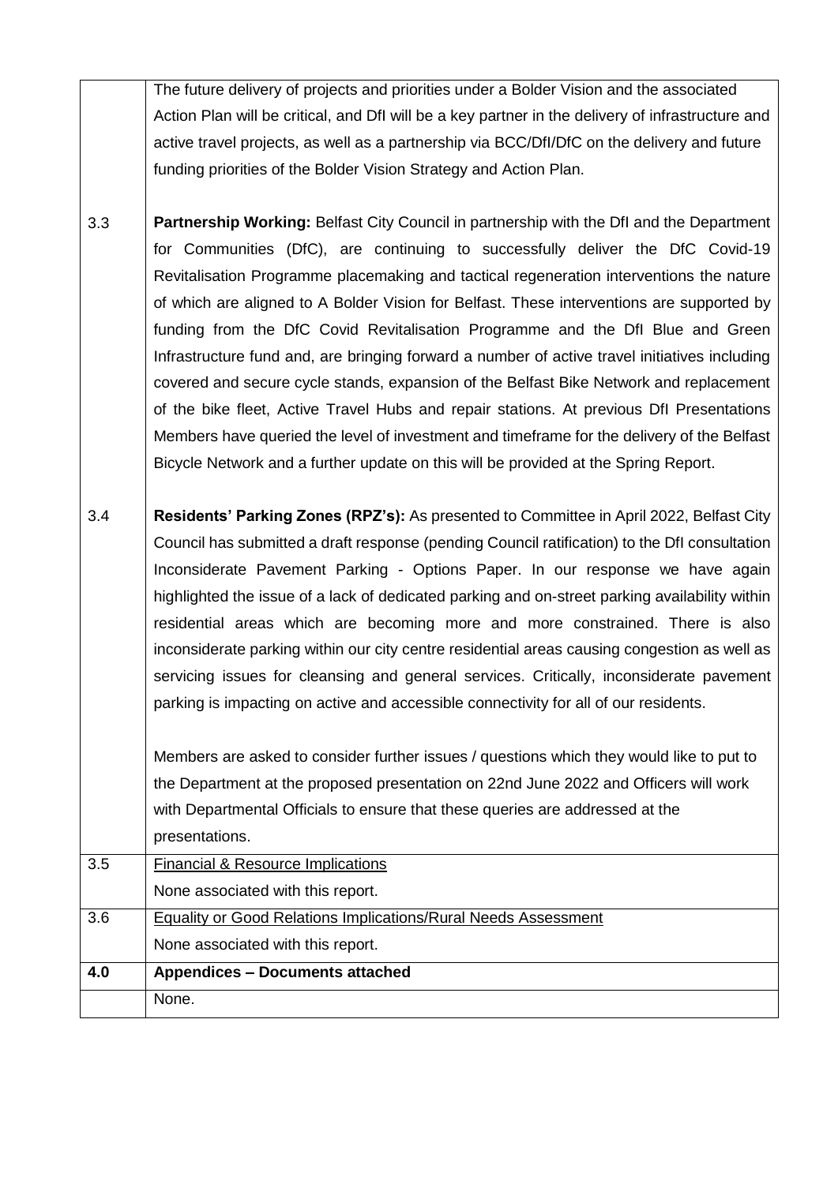| | |
|---|---|
| | The future delivery of projects and priorities under a Bolder Vision and the associated Action Plan will be critical, and DfI will be a key partner in the delivery of infrastructure and active travel projects, as well as a partnership via BCC/DfI/DfC on the delivery and future funding priorities of the Bolder Vision Strategy and Action Plan. |
| 3.3 | **Partnership Working:** Belfast City Council in partnership with the DfI and the Department for Communities (DfC), are continuing to successfully deliver the DfC Covid-19 Revitalisation Programme placemaking and tactical regeneration interventions the nature of which are aligned to A Bolder Vision for Belfast. These interventions are supported by funding from the DfC Covid Revitalisation Programme and the DfI Blue and Green Infrastructure fund and, are bringing forward a number of active travel initiatives including covered and secure cycle stands, expansion of the Belfast Bike Network and replacement of the bike fleet, Active Travel Hubs and repair stations. At previous DfI Presentations Members have queried the level of investment and timeframe for the delivery of the Belfast Bicycle Network and a further update on this will be provided at the Spring Report. |
| 3.4 | **Residents' Parking Zones (RPZ's):** As presented to Committee in April 2022, Belfast City Council has submitted a draft response (pending Council ratification) to the DfI consultation Inconsiderate Pavement Parking - Options Paper. In our response we have again highlighted the issue of a lack of dedicated parking and on-street parking availability within residential areas which are becoming more and more constrained. There is also inconsiderate parking within our city centre residential areas causing congestion as well as servicing issues for cleansing and general services. Critically, inconsiderate pavement parking is impacting on active and accessible connectivity for all of our residents.<br><br>Members are asked to consider further issues / questions which they would like to put to the Department at the proposed presentation on 22nd June 2022 and Officers will work with Departmental Officials to ensure that these queries are addressed at the presentations. |
| 3.5 | Financial & Resource Implications<br>None associated with this report. |
| 3.6 | Equality or Good Relations Implications/Rural Needs Assessment<br>None associated with this report. |
| **4.0** | **Appendices – Documents attached** |
| | None. |